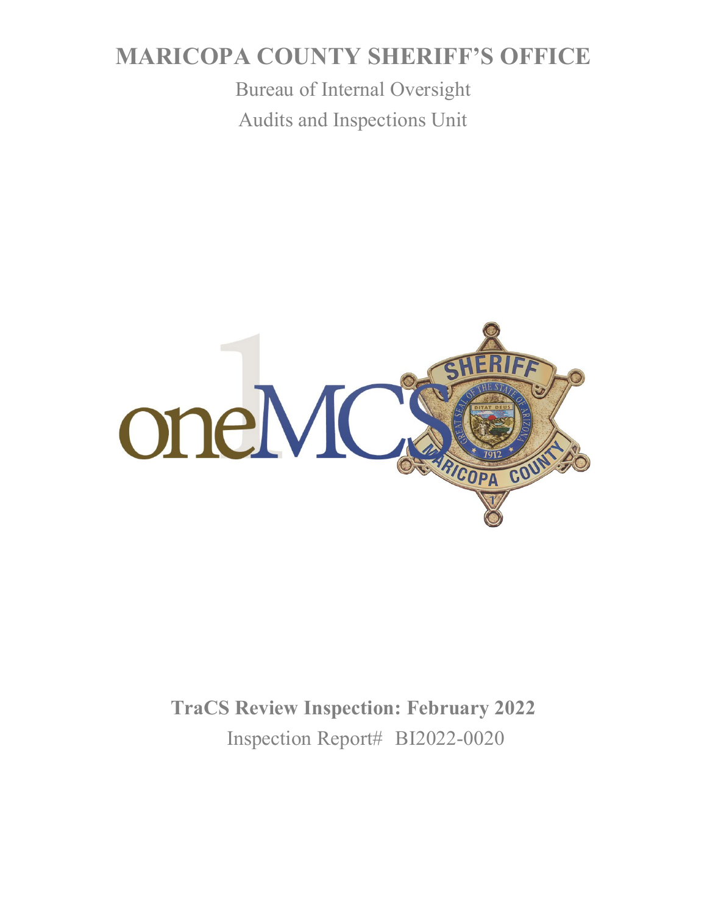# MARICOPA COUNTY SHERIFF'S OFFICE

Bureau of Internal Oversight

Audits and Inspections Unit

**TraCS Review Inspection: February 2022**

Inspection Report# BI2022-0020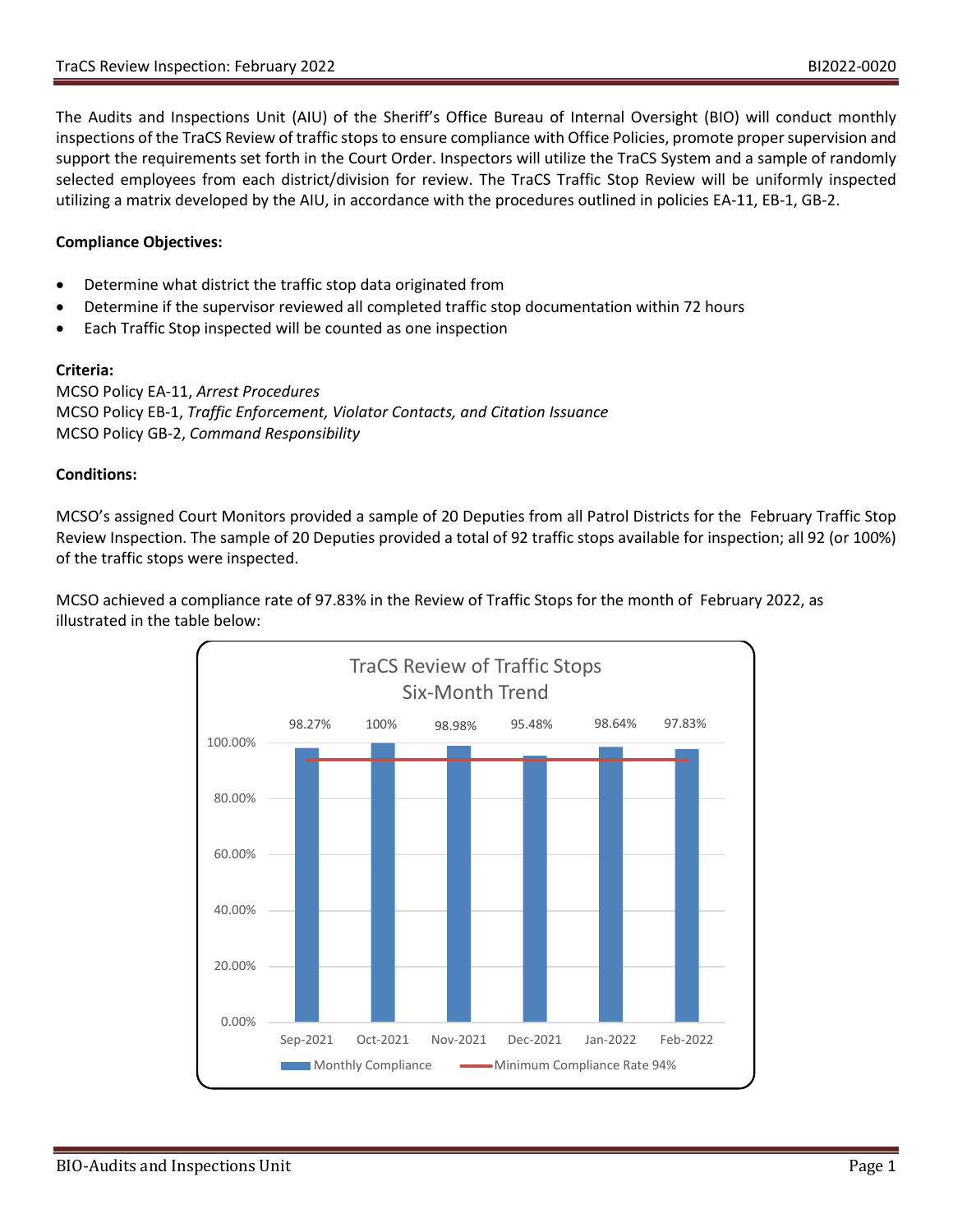The Audits and Inspections Unit (AIU) of the Sheriff's Office Bureau of Internal Oversight (BIO) will conduct monthly inspections of the TraCS Review of traffic stops to ensure compliance with Office Policies, promote proper supervision and support the requirements set forth in the Court Order. Inspectors will utilize the TraCS System and a sample of randomly selected employees from each district/division for review. The TraCS Traffic Stop Review will be uniformly inspected utilizing a matrix developed by the AIU, in accordance with the procedures outlined in policies EA-11, EB-1, GB-2.

**Compliance Objectives:**

- Determine what district the traffic stop data originated from
- Determine if the supervisor reviewed all completed traffic stop documentation within 72 hours
- Each Traffic Stop inspected will be counted as one inspection

**Criteria:**

MCSO Policy EA-11, *Arrest Procedures*
MCSO Policy EB-1, *Traffic Enforcement, Violator Contacts, and Citation Issuance*
MCSO Policy GB-2, *Command Responsibility*

**Conditions:**

MCSO's assigned Court Monitors provided a sample of 20 Deputies from all Patrol Districts for the February Traffic Stop Review Inspection. The sample of 20 Deputies provided a total of 92 traffic stops available for inspection; all 92 (or 100%) of the traffic stops were inspected.

MCSO achieved a compliance rate of 97.83% in the Review of Traffic Stops for the month of February 2022, as illustrated in the table below:

**TraCS Review of Traffic Stops Six-Month Trend**

| Month | Monthly Compliance | Minimum Compliance Rate |
|---|---|---|
| Sep-2021 | 98.27% | 94% |
| Oct-2021 | 100% | 94% |
| Nov-2021 | 98.98% | 94% |
| Dec-2021 | 95.48% | 94% |
| Jan-2022 | 98.64% | 94% |
| Feb-2022 | 97.83% | 94% |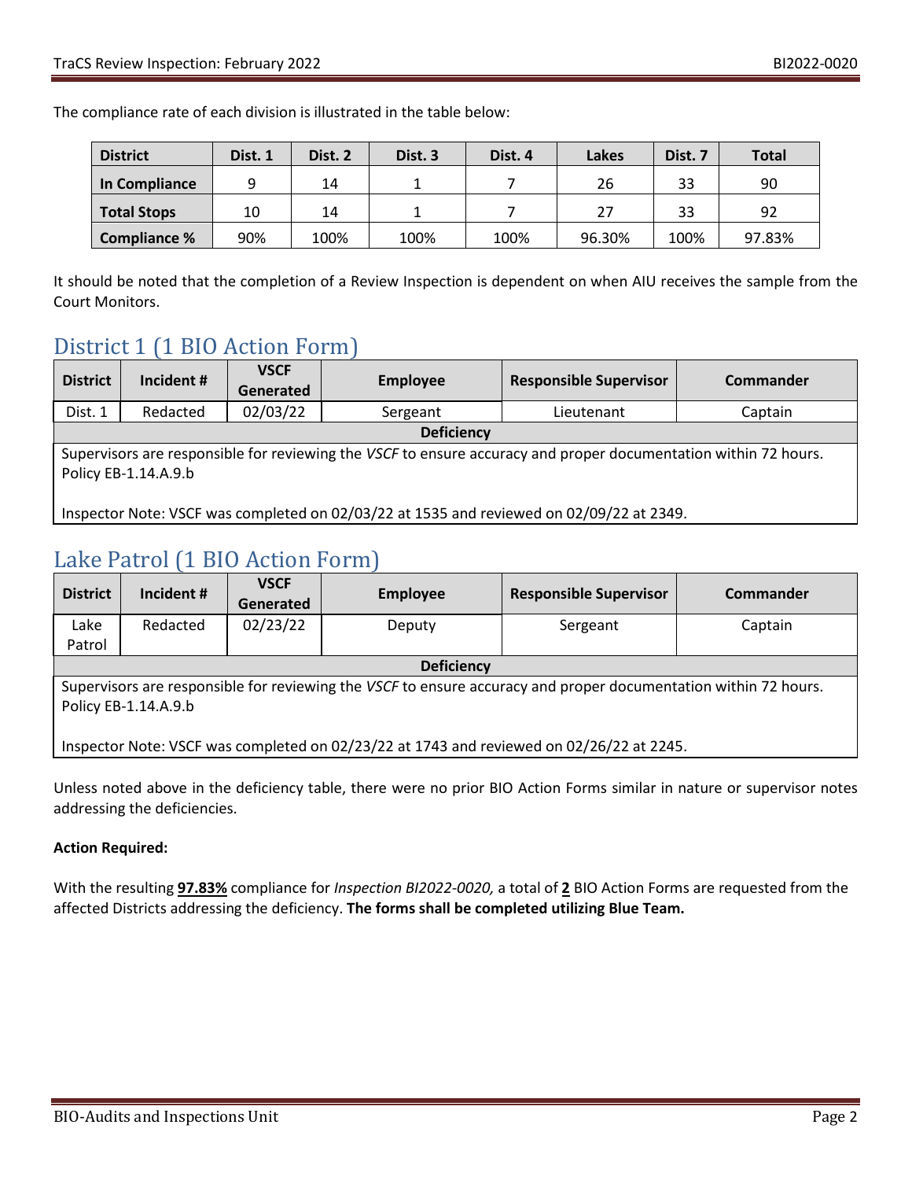The compliance rate of each division is illustrated in the table below:

| District | Dist. 1 | Dist. 2 | Dist. 3 | Dist. 4 | Lakes | Dist. 7 | Total |
|---|---|---|---|---|---|---|---|
| **In Compliance** | 9 | 14 | 1 | 7 | 26 | 33 | 90 |
| **Total Stops** | 10 | 14 | 1 | 7 | 27 | 33 | 92 |
| **Compliance %** | 90% | 100% | 100% | 100% | 96.30% | 100% | 97.83% |

It should be noted that the completion of a Review Inspection is dependent on when AIU receives the sample from the Court Monitors.

## District 1 (1 BIO Action Form)

| District | Incident # | VSCF Generated | Employee | Responsible Supervisor | Commander |
|---|---|---|---|---|---|
| Dist. 1 | Redacted | 02/03/22 | Sergeant | Lieutenant | Captain |
| **Deficiency** | | | | | |
| Supervisors are responsible for reviewing the *VSCF* to ensure accuracy and proper documentation within 72 hours. Policy EB-1.14.A.9.b<br><br>Inspector Note: VSCF was completed on 02/03/22 at 1535 and reviewed on 02/09/22 at 2349. | | | | | |

## Lake Patrol (1 BIO Action Form)

| District | Incident # | VSCF Generated | Employee | Responsible Supervisor | Commander |
|---|---|---|---|---|---|
| Lake Patrol | Redacted | 02/23/22 | Deputy | Sergeant | Captain |
| **Deficiency** | | | | | |
| Supervisors are responsible for reviewing the *VSCF* to ensure accuracy and proper documentation within 72 hours. Policy EB-1.14.A.9.b<br><br>Inspector Note: VSCF was completed on 02/23/22 at 1743 and reviewed on 02/26/22 at 2245. | | | | | |

Unless noted above in the deficiency table, there were no prior BIO Action Forms similar in nature or supervisor notes addressing the deficiencies.

**Action Required:**

With the resulting **97.83%** compliance for *Inspection BI2022-0020,* a total of **2** BIO Action Forms are requested from the affected Districts addressing the deficiency. **The forms shall be completed utilizing Blue Team.**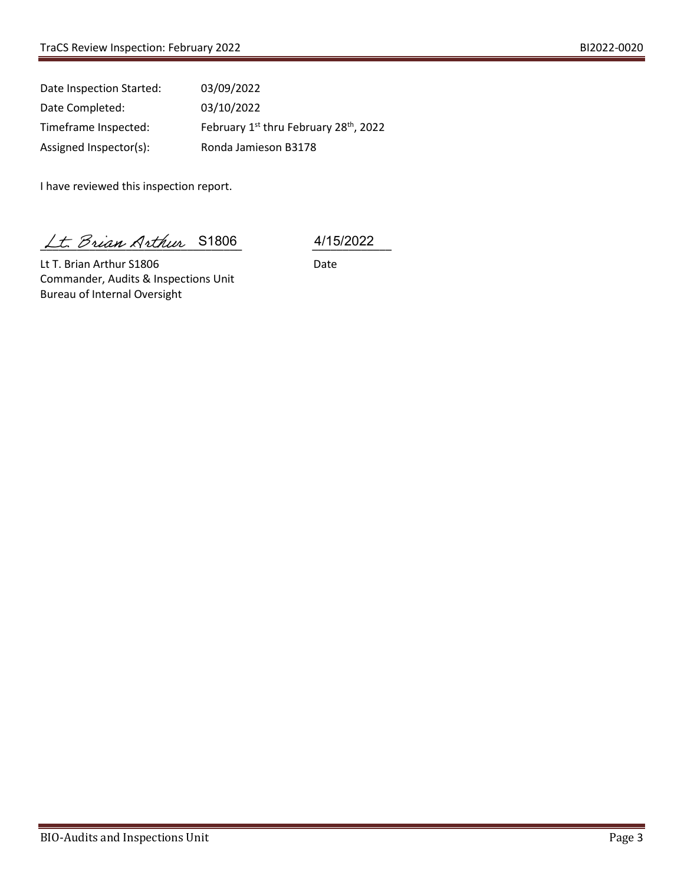| | |
| --- | --- |
| Date Inspection Started: | 03/09/2022 |
| Date Completed: | 03/10/2022 |
| Timeframe Inspected: | February 1st thru February 28th, 2022 |
| Assigned Inspector(s): | Ronda Jamieson B3178 |

I have reviewed this inspection report.

Lt. Brian Arthur S1806 4/15/2022

Lt T. Brian Arthur S1806
Commander, Audits & Inspections Unit
Bureau of Internal Oversight

Date